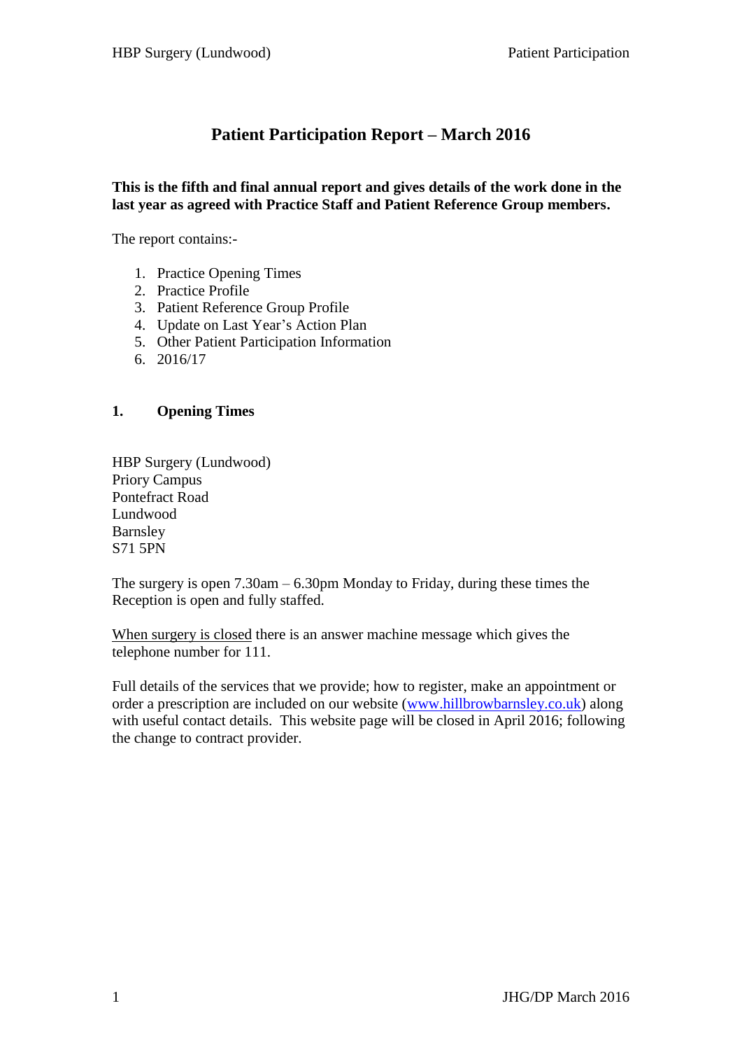# Patient Participation Report – March 2016

**This is the fifth and final annual report and gives details of the work done in the last year as agreed with Practice Staff and Patient Reference Group members.**

The report contains:-

1. Practice Opening Times
2. Practice Profile
3. Patient Reference Group Profile
4. Update on Last Year's Action Plan
5. Other Patient Participation Information
6. 2016/17

## 1. Opening Times

HBP Surgery (Lundwood)
Priory Campus
Pontefract Road
Lundwood
Barnsley
S71 5PN

The surgery is open 7.30am – 6.30pm Monday to Friday, during these times the Reception is open and fully staffed.

<u>When surgery is closed</u> there is an answer machine message which gives the telephone number for 111.

Full details of the services that we provide; how to register, make an appointment or order a prescription are included on our website (www.hillbrowbarnsley.co.uk) along with useful contact details. This website page will be closed in April 2016; following the change to contract provider.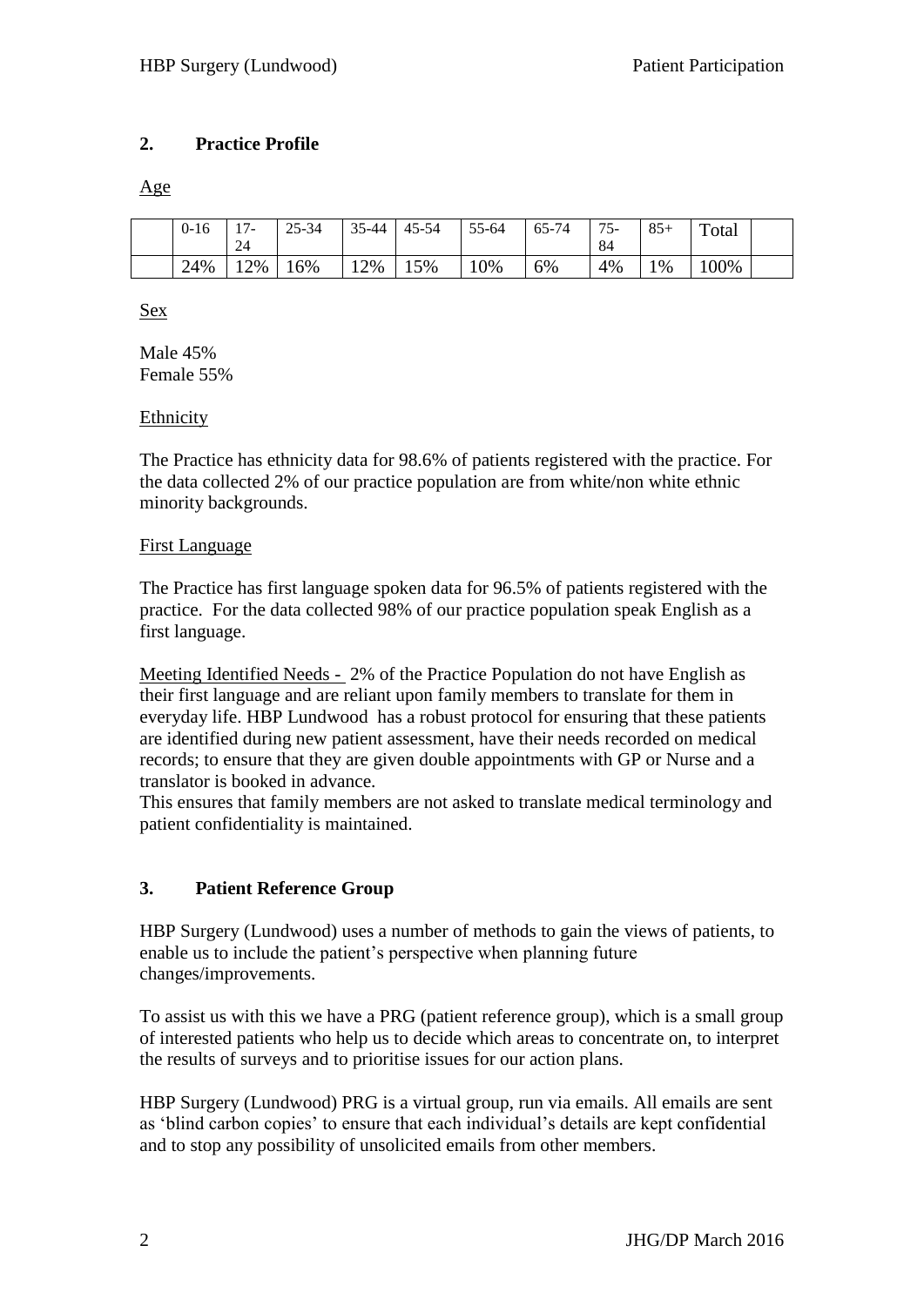## 2. Practice Profile

Age

| | 0-16 | 17-24 | 25-34 | 35-44 | 45-54 | 55-64 | 65-74 | 75-84 | 85+ | Total | |
|---|---|---|---|---|---|---|---|---|---|---|---|
| | 24% | 12% | 16% | 12% | 15% | 10% | 6% | 4% | 1% | 100% | |

Sex

Male 45%
Female 55%

Ethnicity

The Practice has ethnicity data for 98.6% of patients registered with the practice. For the data collected 2% of our practice population are from white/non white ethnic minority backgrounds.

First Language

The Practice has first language spoken data for 96.5% of patients registered with the practice. For the data collected 98% of our practice population speak English as a first language.

Meeting Identified Needs - 2% of the Practice Population do not have English as their first language and are reliant upon family members to translate for them in everyday life. HBP Lundwood has a robust protocol for ensuring that these patients are identified during new patient assessment, have their needs recorded on medical records; to ensure that they are given double appointments with GP or Nurse and a translator is booked in advance.
This ensures that family members are not asked to translate medical terminology and patient confidentiality is maintained.

## 3. Patient Reference Group

HBP Surgery (Lundwood) uses a number of methods to gain the views of patients, to enable us to include the patient's perspective when planning future changes/improvements.

To assist us with this we have a PRG (patient reference group), which is a small group of interested patients who help us to decide which areas to concentrate on, to interpret the results of surveys and to prioritise issues for our action plans.

HBP Surgery (Lundwood) PRG is a virtual group, run via emails. All emails are sent as 'blind carbon copies' to ensure that each individual's details are kept confidential and to stop any possibility of unsolicited emails from other members.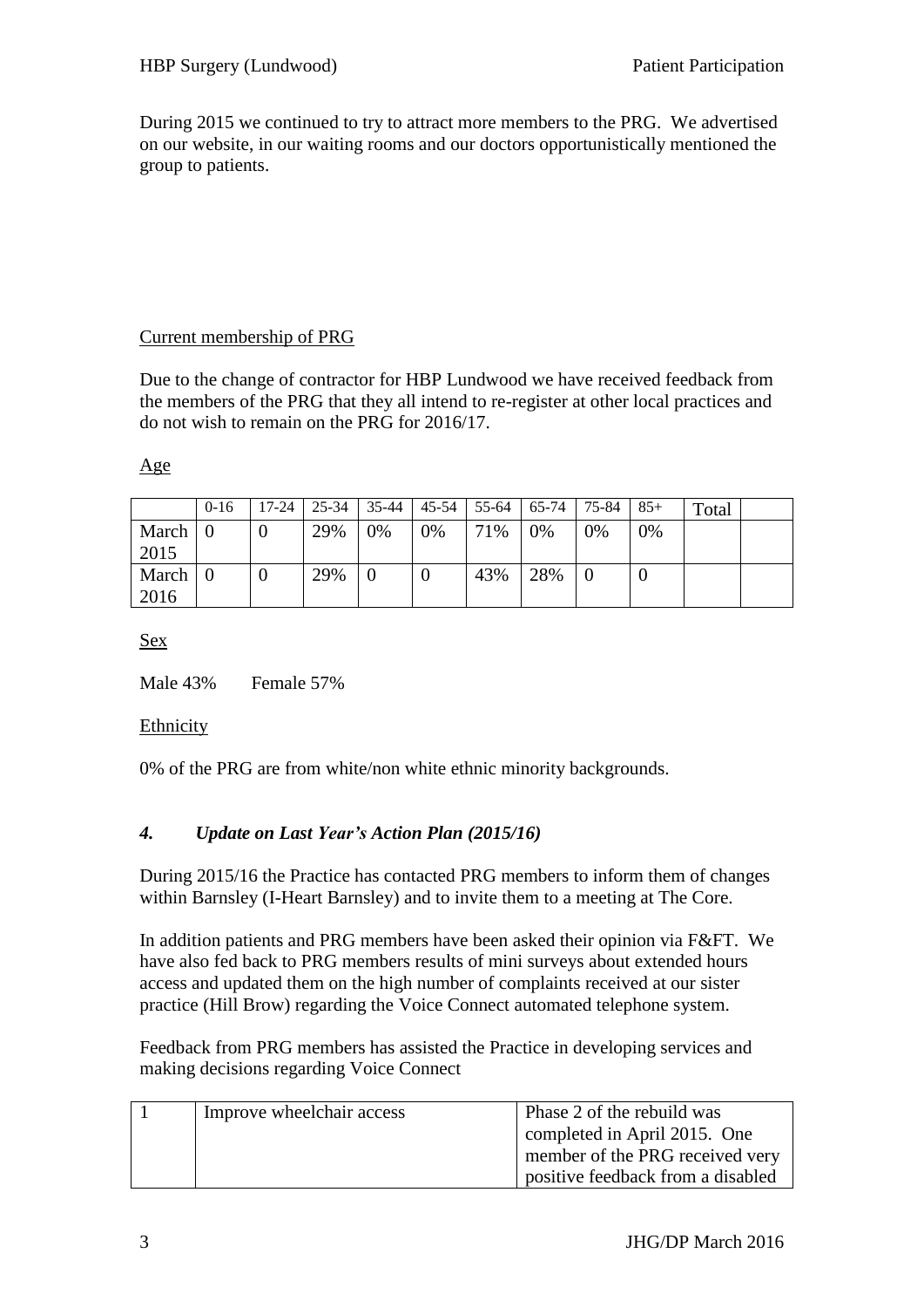During 2015 we continued to try to attract more members to the PRG. We advertised on our website, in our waiting rooms and our doctors opportunistically mentioned the group to patients.

Current membership of PRG

Due to the change of contractor for HBP Lundwood we have received feedback from the members of the PRG that they all intend to re-register at other local practices and do not wish to remain on the PRG for 2016/17.

Age

| | 0-16 | 17-24 | 25-34 | 35-44 | 45-54 | 55-64 | 65-74 | 75-84 | 85+ | Total | |
|---|---|---|---|---|---|---|---|---|---|---|---|
| March 2015 | 0 | 0 | 29% | 0% | 0% | 71% | 0% | 0% | 0% | | |
| March 2016 | 0 | 0 | 29% | 0 | 0 | 43% | 28% | 0 | 0 | | |

Sex

Male 43% Female 57%

Ethnicity

0% of the PRG are from white/non white ethnic minority backgrounds.

### *4. Update on Last Year's Action Plan (2015/16)*

During 2015/16 the Practice has contacted PRG members to inform them of changes within Barnsley (I-Heart Barnsley) and to invite them to a meeting at The Core.

In addition patients and PRG members have been asked their opinion via F&FT. We have also fed back to PRG members results of mini surveys about extended hours access and updated them on the high number of complaints received at our sister practice (Hill Brow) regarding the Voice Connect automated telephone system.

Feedback from PRG members has assisted the Practice in developing services and making decisions regarding Voice Connect

| | | |
|---|---|---|
| 1 | Improve wheelchair access | Phase 2 of the rebuild was completed in April 2015. One member of the PRG received very positive feedback from a disabled |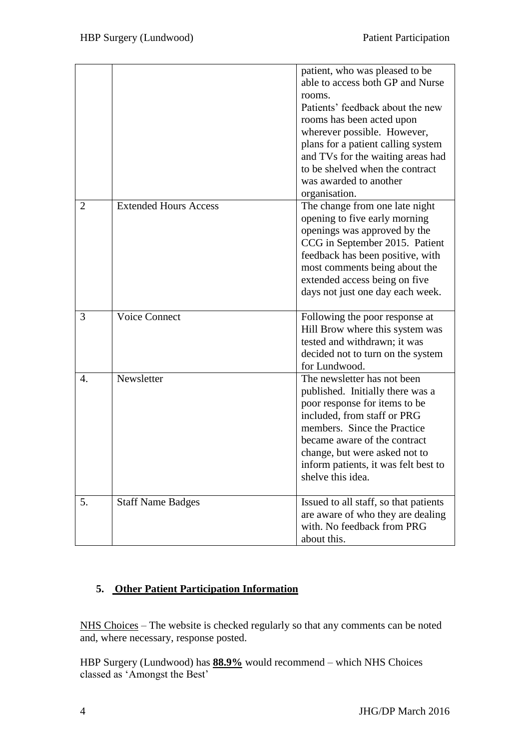| | | |
|---|---|---|
| | | patient, who was pleased to be able to access both GP and Nurse rooms. Patients' feedback about the new rooms has been acted upon wherever possible. However, plans for a patient calling system and TVs for the waiting areas had to be shelved when the contract was awarded to another organisation. |
| 2 | Extended Hours Access | The change from one late night opening to five early morning openings was approved by the CCG in September 2015. Patient feedback has been positive, with most comments being about the extended access being on five days not just one day each week. |
| 3 | Voice Connect | Following the poor response at Hill Brow where this system was tested and withdrawn; it was decided not to turn on the system for Lundwood. |
| 4. | Newsletter | The newsletter has not been published. Initially there was a poor response for items to be included, from staff or PRG members. Since the Practice became aware of the contract change, but were asked not to inform patients, it was felt best to shelve this idea. |
| 5. | Staff Name Badges | Issued to all staff, so that patients are aware of who they are dealing with. No feedback from PRG about this. |

## 5. Other Patient Participation Information

NHS Choices – The website is checked regularly so that any comments can be noted and, where necessary, response posted.

HBP Surgery (Lundwood) has **88.9%** would recommend – which NHS Choices classed as 'Amongst the Best'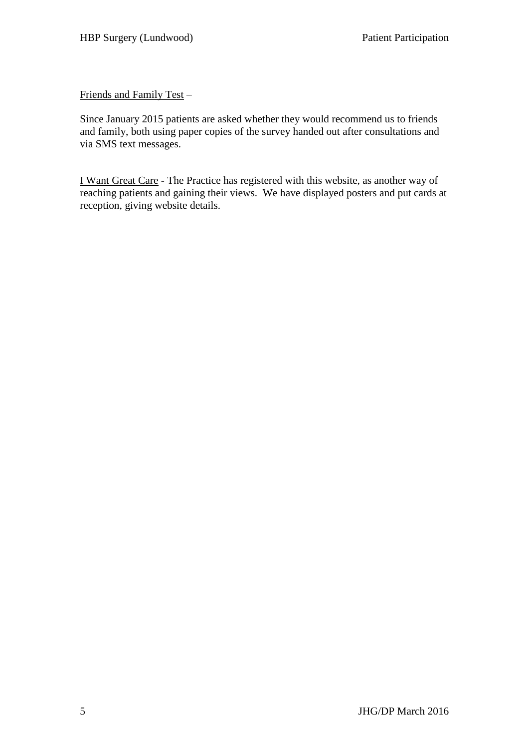<u>Friends and Family Test</u> –

Since January 2015 patients are asked whether they would recommend us to friends and family, both using paper copies of the survey handed out after consultations and via SMS text messages.

<u>I Want Great Care</u> - The Practice has registered with this website, as another way of reaching patients and gaining their views. We have displayed posters and put cards at reception, giving website details.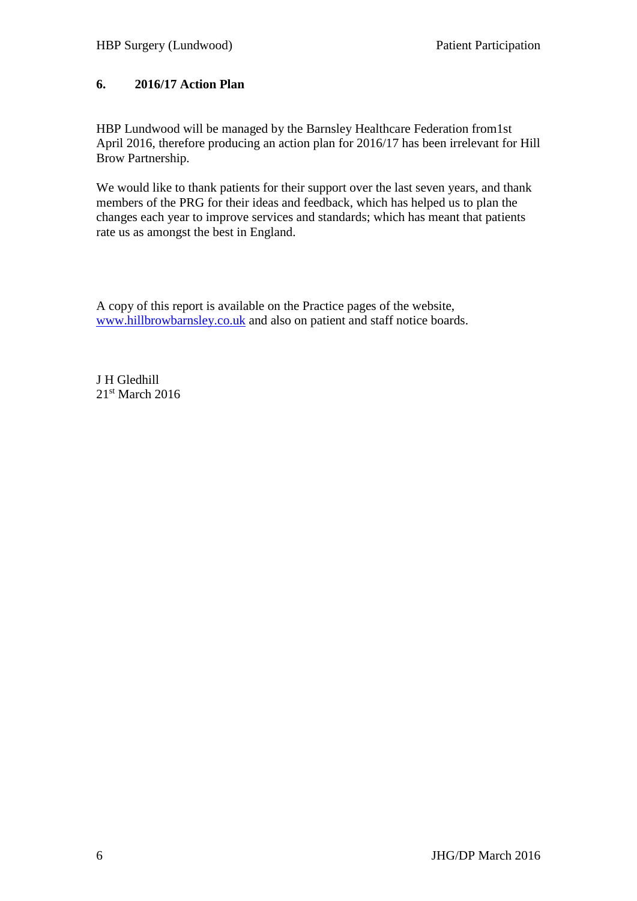## 6. 2016/17 Action Plan

HBP Lundwood will be managed by the Barnsley Healthcare Federation from1st April 2016, therefore producing an action plan for 2016/17 has been irrelevant for Hill Brow Partnership.

We would like to thank patients for their support over the last seven years, and thank members of the PRG for their ideas and feedback, which has helped us to plan the changes each year to improve services and standards; which has meant that patients rate us as amongst the best in England.

A copy of this report is available on the Practice pages of the website, www.hillbrowbarnsley.co.uk and also on patient and staff notice boards.

J H Gledhill
21st March 2016